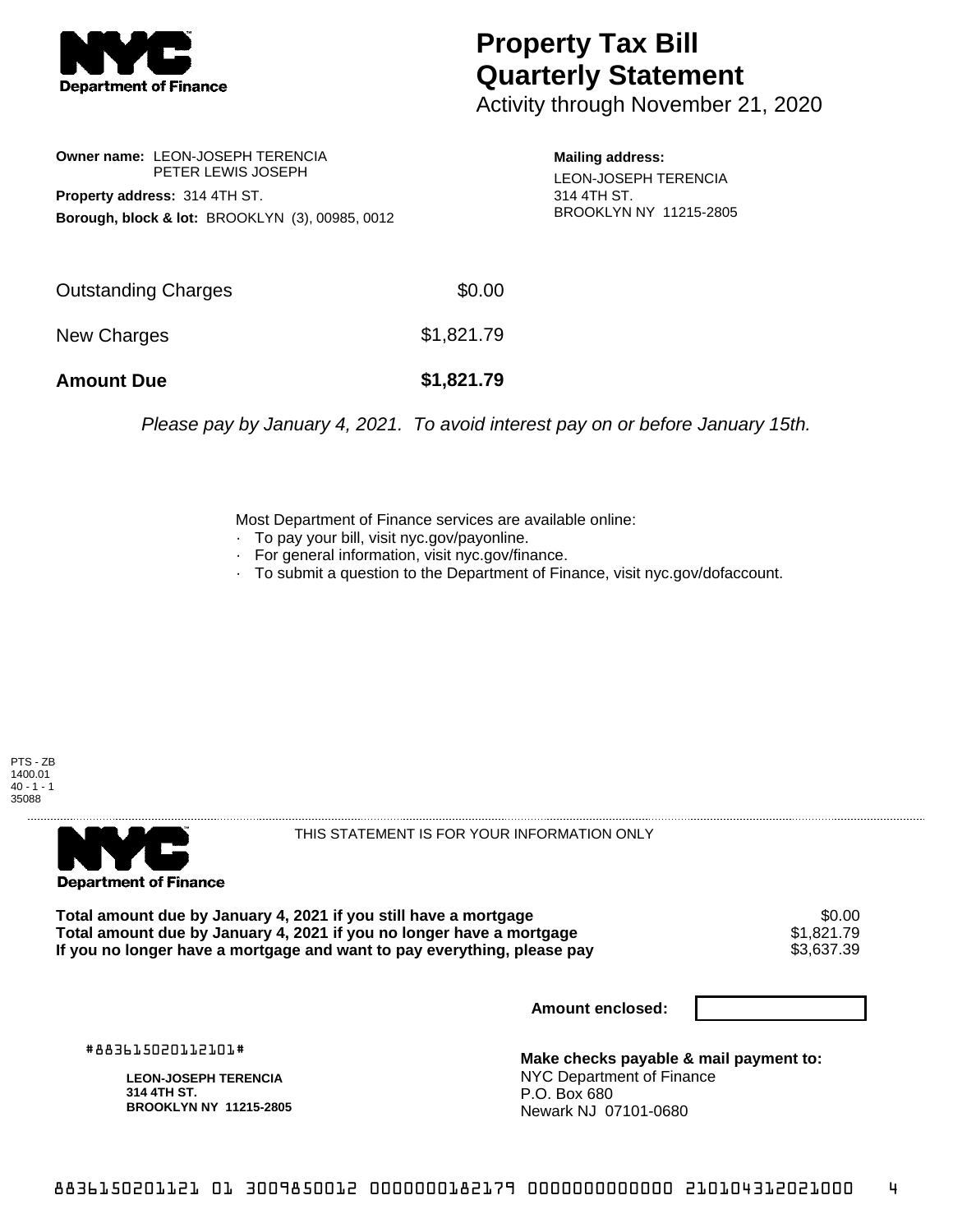**NYC Department of Finance**

# Property Tax Bill Quarterly Statement

Activity through November 21, 2020

**Owner name:** LEON-JOSEPH TERENCIA
PETER LEWIS JOSEPH

**Property address:** 314 4TH ST.

**Borough, block & lot:** BROOKLYN (3), 00985, 0012

**Mailing address:**
LEON-JOSEPH TERENCIA
314 4TH ST.
BROOKLYN NY 11215-2805

| | |
|---|---|
| Outstanding Charges | $0.00 |
| New Charges | $1,821.79 |
| **Amount Due** | **$1,821.79** |

*Please pay by January 4, 2021. To avoid interest pay on or before January 15th.*

Most Department of Finance services are available online:

- To pay your bill, visit nyc.gov/payonline.
- For general information, visit nyc.gov/finance.
- To submit a question to the Department of Finance, visit nyc.gov/dofaccount.

PTS - ZB
1400.01
40 - 1 - 1
35088

**NYC Department of Finance**

THIS STATEMENT IS FOR YOUR INFORMATION ONLY

| | |
|---|---|
| **Total amount due by January 4, 2021 if you still have a mortgage** | $0.00 |
| **Total amount due by January 4, 2021 if you no longer have a mortgage** | $1,821.79 |
| **If you no longer have a mortgage and want to pay everything, please pay** | $3,637.39 |

**Amount enclosed:**

#883615020112101#

**LEON-JOSEPH TERENCIA**
**314 4TH ST.**
**BROOKLYN NY 11215-2805**

**Make checks payable & mail payment to:**
NYC Department of Finance
P.O. Box 680
Newark NJ 07101-0680

8836150201121 01 3009850012 0000000182179 0000000000000 210104312021000 4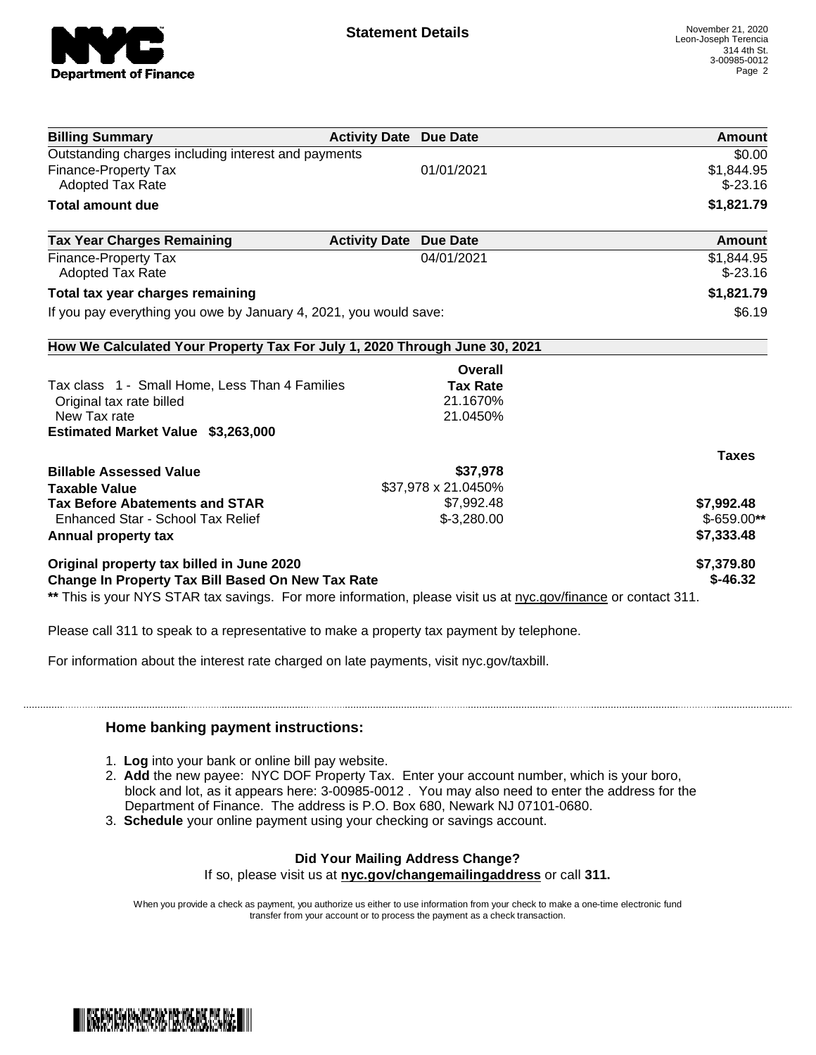**Statement Details**

November 21, 2020
Leon-Joseph Terencia
314 4th St.
3-00985-0012

| Billing Summary | Activity Date | Due Date | Amount |
|---|---|---|---|
| Outstanding charges including interest and payments | | | $0.00 |
| Finance-Property Tax | | 01/01/2021 | $1,844.95 |
| Adopted Tax Rate | | | $-23.16 |
| **Total amount due** | | | **$1,821.79** |

| Tax Year Charges Remaining | Activity Date | Due Date | Amount |
|---|---|---|---|
| Finance-Property Tax | | 04/01/2021 | $1,844.95 |
| Adopted Tax Rate | | | $-23.16 |
| **Total tax year charges remaining** | | | **$1,821.79** |
| If you pay everything you owe by January 4, 2021, you would save: | | | $6.19 |

**How We Calculated Your Property Tax For July 1, 2020 Through June 30, 2021**

| | Overall Tax Rate | Taxes |
|---|---|---|
| Tax class 1 - Small Home, Less Than 4 Families | | |
| Original tax rate billed | 21.1670% | |
| New Tax rate | 21.0450% | |
| **Estimated Market Value $3,263,000** | | |
| **Billable Assessed Value** | **$37,978** | |
| **Taxable Value** | $37,978 x 21.0450% | |
| **Tax Before Abatements and STAR** | $7,992.48 | **$7,992.48** |
| Enhanced Star - School Tax Relief | $-3,280.00 | $-659.00** |
| **Annual property tax** | | **$7,333.48** |
| **Original property tax billed in June 2020** | | **$7,379.80** |
| **Change In Property Tax Bill Based On New Tax Rate** | | **$-46.32** |

** This is your NYS STAR tax savings. For more information, please visit us at nyc.gov/finance or contact 311.

Please call 311 to speak to a representative to make a property tax payment by telephone.

For information about the interest rate charged on late payments, visit nyc.gov/taxbill.

### Home banking payment instructions:

1. **Log** into your bank or online bill pay website.
2. **Add** the new payee: NYC DOF Property Tax. Enter your account number, which is your boro, block and lot, as it appears here: 3-00985-0012 . You may also need to enter the address for the Department of Finance. The address is P.O. Box 680, Newark NJ 07101-0680.
3. **Schedule** your online payment using your checking or savings account.

**Did Your Mailing Address Change?**

If so, please visit us at **nyc.gov/changemailingaddress** or call **311.**

When you provide a check as payment, you authorize us either to use information from your check to make a one-time electronic fund transfer from your account or to process the payment as a check transaction.